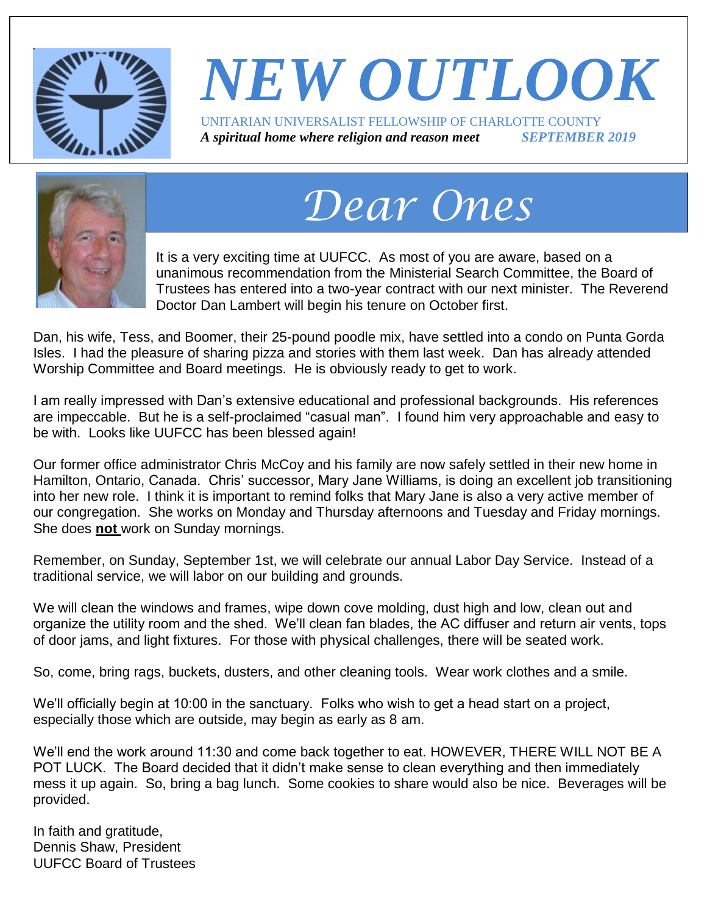# NEW OUTLOOK

UNITARIAN UNIVERSALIST FELLOWSHIP OF CHARLOTTE COUNTY

***A spiritual home where religion and reason meet*** ***SEPTEMBER 2019***

## *Dear Ones*

It is a very exciting time at UUFCC. As most of you are aware, based on a unanimous recommendation from the Ministerial Search Committee, the Board of Trustees has entered into a two-year contract with our next minister. The Reverend Doctor Dan Lambert will begin his tenure on October first.

Dan, his wife, Tess, and Boomer, their 25-pound poodle mix, have settled into a condo on Punta Gorda Isles. I had the pleasure of sharing pizza and stories with them last week. Dan has already attended Worship Committee and Board meetings. He is obviously ready to get to work.

I am really impressed with Dan's extensive educational and professional backgrounds. His references are impeccable. But he is a self-proclaimed "casual man". I found him very approachable and easy to be with. Looks like UUFCC has been blessed again!

Our former office administrator Chris McCoy and his family are now safely settled in their new home in Hamilton, Ontario, Canada. Chris' successor, Mary Jane Williams, is doing an excellent job transitioning into her new role. I think it is important to remind folks that Mary Jane is also a very active member of our congregation. She works on Monday and Thursday afternoons and Tuesday and Friday mornings. She does **not** work on Sunday mornings.

Remember, on Sunday, September 1st, we will celebrate our annual Labor Day Service. Instead of a traditional service, we will labor on our building and grounds.

We will clean the windows and frames, wipe down cove molding, dust high and low, clean out and organize the utility room and the shed. We'll clean fan blades, the AC diffuser and return air vents, tops of door jams, and light fixtures. For those with physical challenges, there will be seated work.

So, come, bring rags, buckets, dusters, and other cleaning tools. Wear work clothes and a smile.

We'll officially begin at 10:00 in the sanctuary. Folks who wish to get a head start on a project, especially those which are outside, may begin as early as 8 am.

We'll end the work around 11:30 and come back together to eat. HOWEVER, THERE WILL NOT BE A POT LUCK. The Board decided that it didn't make sense to clean everything and then immediately mess it up again. So, bring a bag lunch. Some cookies to share would also be nice. Beverages will be provided.

In faith and gratitude,
Dennis Shaw, President
UUFCC Board of Trustees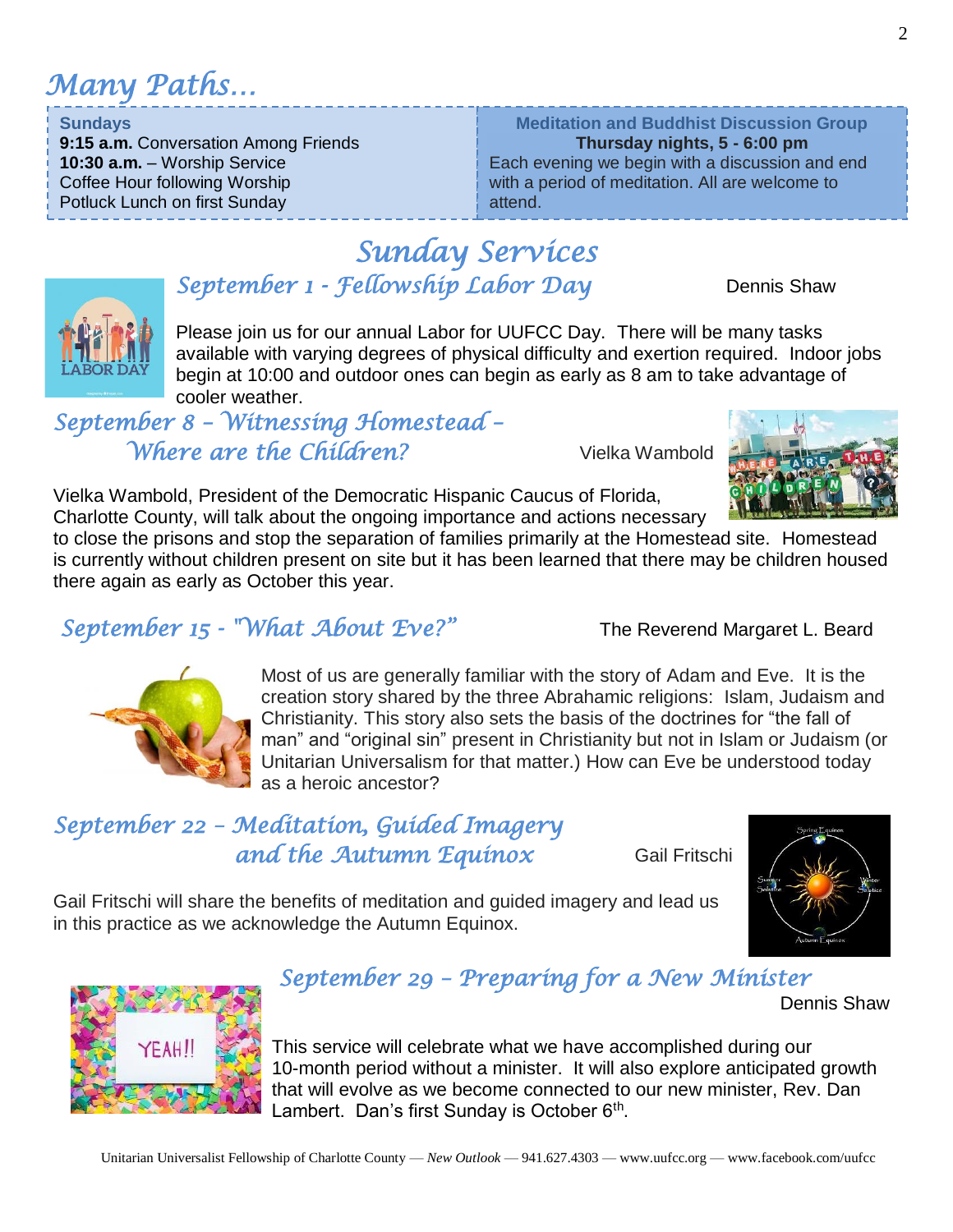# Many Paths…

**Sundays**
**9:15 a.m.** Conversation Among Friends
**10:30 a.m.** – Worship Service
Coffee Hour following Worship
Potluck Lunch on first Sunday

**Meditation and Buddhist Discussion Group**
**Thursday nights, 5 - 6:00 pm**
Each evening we begin with a discussion and end with a period of meditation. All are welcome to attend.

# Sunday Services

## September 1 - Fellowship Labor Day

Dennis Shaw

Please join us for our annual Labor for UUFCC Day. There will be many tasks available with varying degrees of physical difficulty and exertion required. Indoor jobs begin at 10:00 and outdoor ones can begin as early as 8 am to take advantage of cooler weather.

## September 8 – Witnessing Homestead – Where are the Children?

Vielka Wambold

Vielka Wambold, President of the Democratic Hispanic Caucus of Florida, Charlotte County, will talk about the ongoing importance and actions necessary to close the prisons and stop the separation of families primarily at the Homestead site. Homestead is currently without children present on site but it has been learned that there may be children housed there again as early as October this year.

## September 15 - "What About Eve?"

The Reverend Margaret L. Beard

Most of us are generally familiar with the story of Adam and Eve. It is the creation story shared by the three Abrahamic religions: Islam, Judaism and Christianity. This story also sets the basis of the doctrines for "the fall of man" and "original sin" present in Christianity but not in Islam or Judaism (or Unitarian Universalism for that matter.) How can Eve be understood today as a heroic ancestor?

## September 22 – Meditation, Guided Imagery and the Autumn Equinox

Gail Fritschi

Gail Fritschi will share the benefits of meditation and guided imagery and lead us in this practice as we acknowledge the Autumn Equinox.

## September 29 – Preparing for a New Minister

Dennis Shaw

This service will celebrate what we have accomplished during our 10-month period without a minister. It will also explore anticipated growth that will evolve as we become connected to our new minister, Rev. Dan Lambert. Dan's first Sunday is October 6th.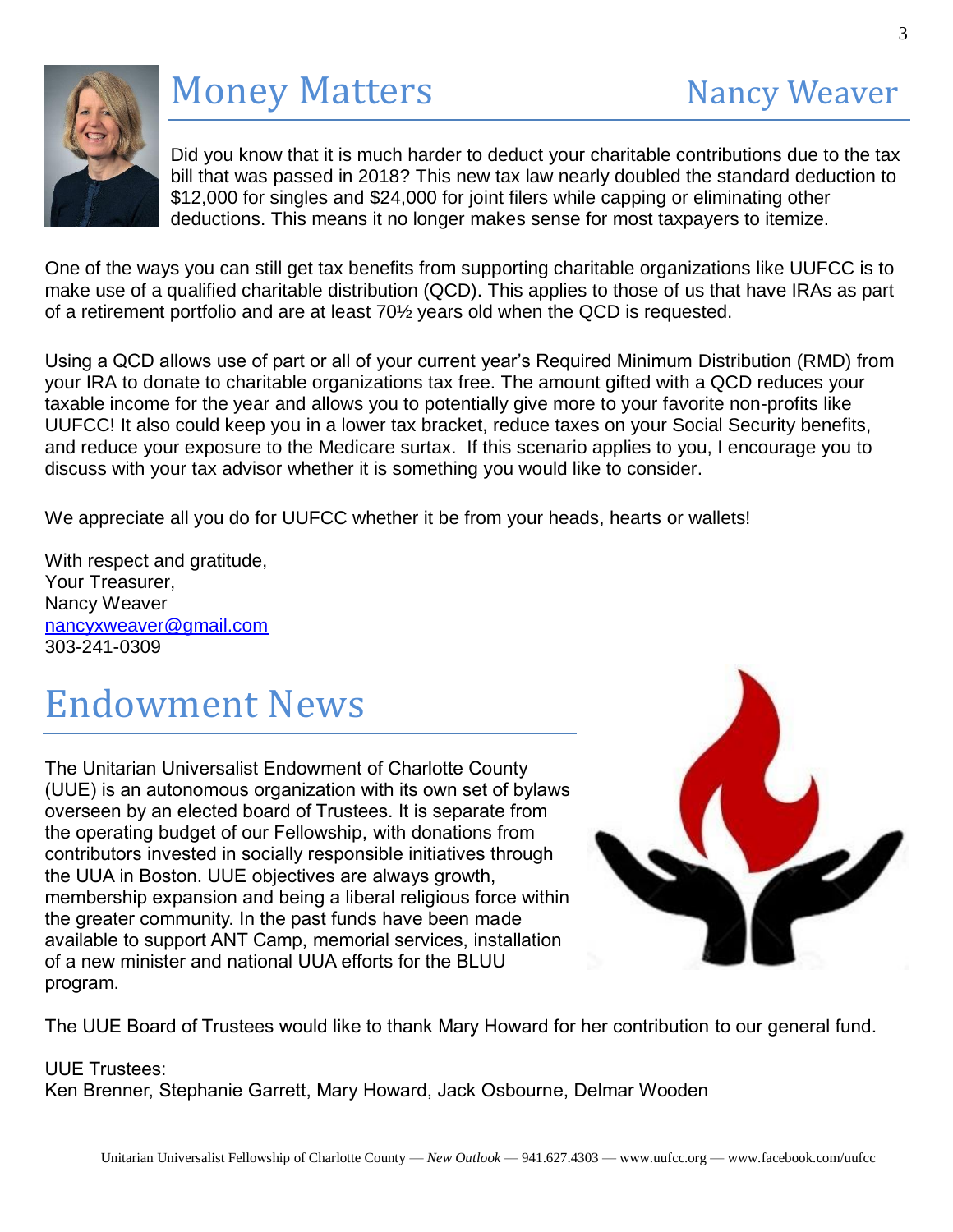# Money Matters

## Nancy Weaver

Did you know that it is much harder to deduct your charitable contributions due to the tax bill that was passed in 2018? This new tax law nearly doubled the standard deduction to $12,000 for singles and $24,000 for joint filers while capping or eliminating other deductions. This means it no longer makes sense for most taxpayers to itemize.

One of the ways you can still get tax benefits from supporting charitable organizations like UUFCC is to make use of a qualified charitable distribution (QCD). This applies to those of us that have IRAs as part of a retirement portfolio and are at least 70½ years old when the QCD is requested.

Using a QCD allows use of part or all of your current year's Required Minimum Distribution (RMD) from your IRA to donate to charitable organizations tax free. The amount gifted with a QCD reduces your taxable income for the year and allows you to potentially give more to your favorite non-profits like UUFCC! It also could keep you in a lower tax bracket, reduce taxes on your Social Security benefits, and reduce your exposure to the Medicare surtax. If this scenario applies to you, I encourage you to discuss with your tax advisor whether it is something you would like to consider.

We appreciate all you do for UUFCC whether it be from your heads, hearts or wallets!

With respect and gratitude,
Your Treasurer,
Nancy Weaver
nancyxweaver@gmail.com
303-241-0309

# Endowment News

The Unitarian Universalist Endowment of Charlotte County (UUE) is an autonomous organization with its own set of bylaws overseen by an elected board of Trustees. It is separate from the operating budget of our Fellowship, with donations from contributors invested in socially responsible initiatives through the UUA in Boston. UUE objectives are always growth, membership expansion and being a liberal religious force within the greater community. In the past funds have been made available to support ANT Camp, memorial services, installation of a new minister and national UUA efforts for the BLUU program.

The UUE Board of Trustees would like to thank Mary Howard for her contribution to our general fund.

UUE Trustees:
Ken Brenner, Stephanie Garrett, Mary Howard, Jack Osbourne, Delmar Wooden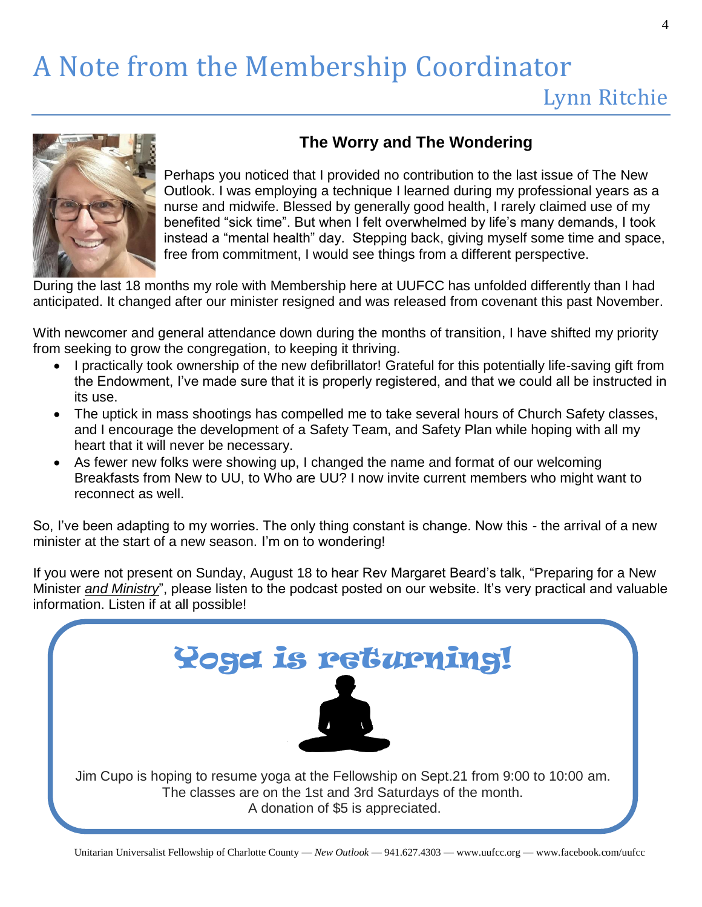# A Note from the Membership Coordinator

Lynn Ritchie

### The Worry and The Wondering

Perhaps you noticed that I provided no contribution to the last issue of The New Outlook. I was employing a technique I learned during my professional years as a nurse and midwife. Blessed by generally good health, I rarely claimed use of my benefited "sick time". But when I felt overwhelmed by life's many demands, I took instead a "mental health" day. Stepping back, giving myself some time and space, free from commitment, I would see things from a different perspective.

During the last 18 months my role with Membership here at UUFCC has unfolded differently than I had anticipated. It changed after our minister resigned and was released from covenant this past November.

With newcomer and general attendance down during the months of transition, I have shifted my priority from seeking to grow the congregation, to keeping it thriving.

- I practically took ownership of the new defibrillator! Grateful for this potentially life-saving gift from the Endowment, I've made sure that it is properly registered, and that we could all be instructed in its use.
- The uptick in mass shootings has compelled me to take several hours of Church Safety classes, and I encourage the development of a Safety Team, and Safety Plan while hoping with all my heart that it will never be necessary.
- As fewer new folks were showing up, I changed the name and format of our welcoming Breakfasts from New to UU, to Who are UU? I now invite current members who might want to reconnect as well.

So, I've been adapting to my worries. The only thing constant is change. Now this - the arrival of a new minister at the start of a new season. I'm on to wondering!

If you were not present on Sunday, August 18 to hear Rev Margaret Beard's talk, "Preparing for a New Minister *and Ministry*", please listen to the podcast posted on our website. It's very practical and valuable information. Listen if at all possible!

## Yoga is returning!

Jim Cupo is hoping to resume yoga at the Fellowship on Sept.21 from 9:00 to 10:00 am.
The classes are on the 1st and 3rd Saturdays of the month.
A donation of $5 is appreciated.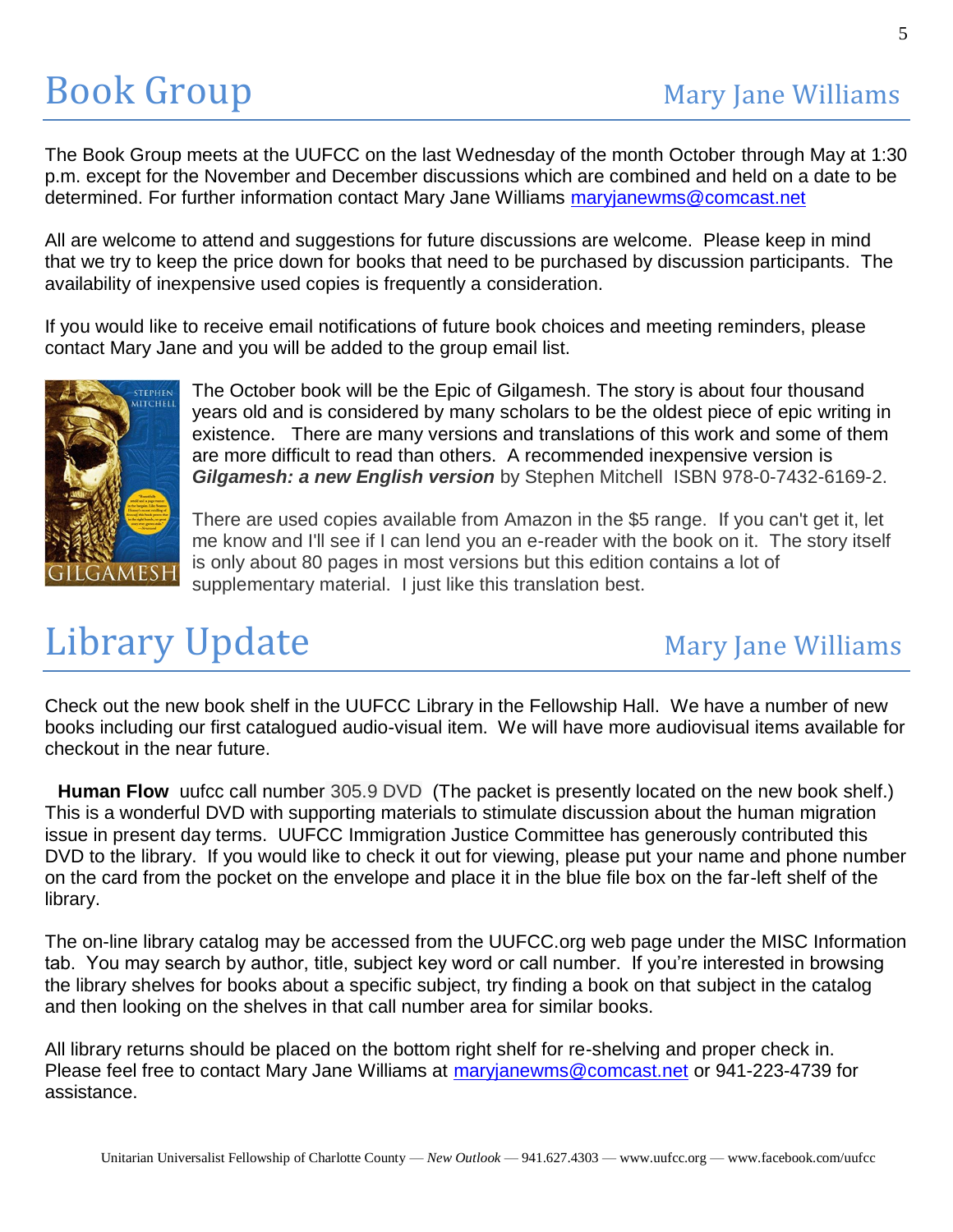# Book Group

Mary Jane Williams

The Book Group meets at the UUFCC on the last Wednesday of the month October through May at 1:30 p.m. except for the November and December discussions which are combined and held on a date to be determined. For further information contact Mary Jane Williams maryjanewms@comcast.net

All are welcome to attend and suggestions for future discussions are welcome. Please keep in mind that we try to keep the price down for books that need to be purchased by discussion participants. The availability of inexpensive used copies is frequently a consideration.

If you would like to receive email notifications of future book choices and meeting reminders, please contact Mary Jane and you will be added to the group email list.

The October book will be the Epic of Gilgamesh. The story is about four thousand years old and is considered by many scholars to be the oldest piece of epic writing in existence. There are many versions and translations of this work and some of them are more difficult to read than others. A recommended inexpensive version is ***Gilgamesh: a new English version*** by Stephen Mitchell ISBN 978-0-7432-6169-2.

There are used copies available from Amazon in the $5 range. If you can't get it, let me know and I'll see if I can lend you an e-reader with the book on it. The story itself is only about 80 pages in most versions but this edition contains a lot of supplementary material. I just like this translation best.

# Library Update

Mary Jane Williams

Check out the new book shelf in the UUFCC Library in the Fellowship Hall. We have a number of new books including our first catalogued audio-visual item. We will have more audiovisual items available for checkout in the near future.

**Human Flow** uufcc call number 305.9 DVD (The packet is presently located on the new book shelf.) This is a wonderful DVD with supporting materials to stimulate discussion about the human migration issue in present day terms. UUFCC Immigration Justice Committee has generously contributed this DVD to the library. If you would like to check it out for viewing, please put your name and phone number on the card from the pocket on the envelope and place it in the blue file box on the far-left shelf of the library.

The on-line library catalog may be accessed from the UUFCC.org web page under the MISC Information tab. You may search by author, title, subject key word or call number. If you're interested in browsing the library shelves for books about a specific subject, try finding a book on that subject in the catalog and then looking on the shelves in that call number area for similar books.

All library returns should be placed on the bottom right shelf for re-shelving and proper check in. Please feel free to contact Mary Jane Williams at maryjanewms@comcast.net or 941-223-4739 for assistance.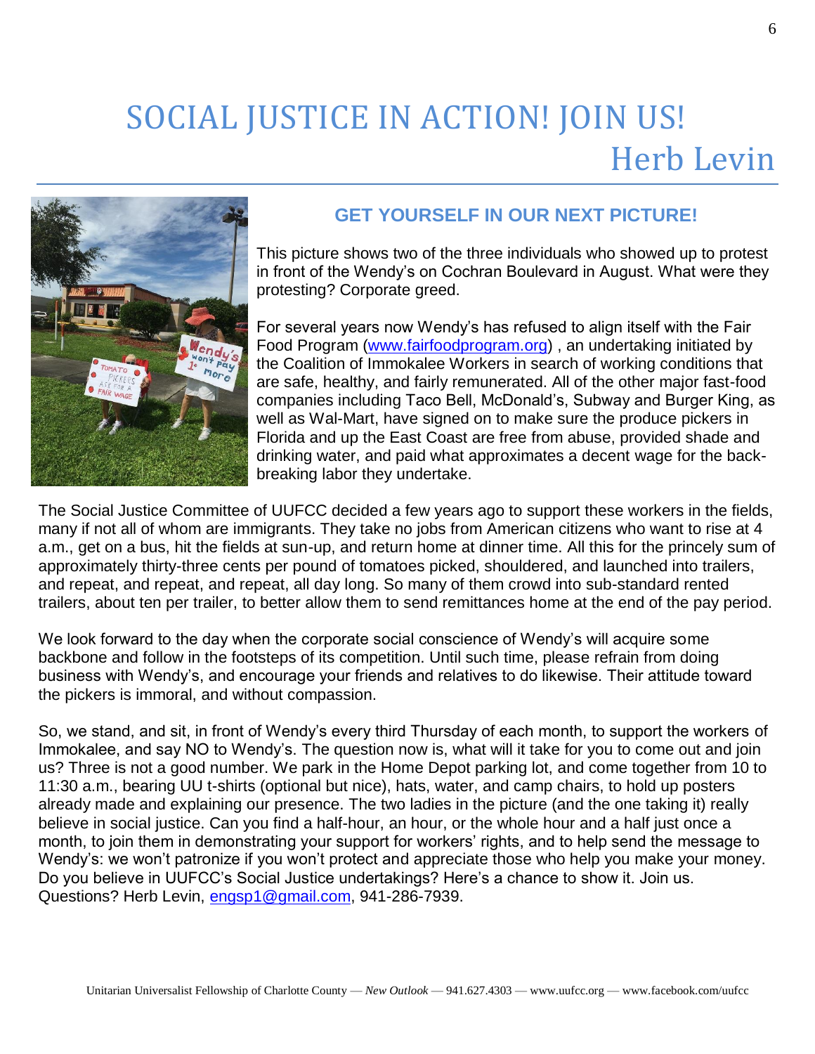# SOCIAL JUSTICE IN ACTION! JOIN US!

## Herb Levin

### GET YOURSELF IN OUR NEXT PICTURE!

This picture shows two of the three individuals who showed up to protest in front of the Wendy's on Cochran Boulevard in August. What were they protesting? Corporate greed.

For several years now Wendy's has refused to align itself with the Fair Food Program (www.fairfoodprogram.org) , an undertaking initiated by the Coalition of Immokalee Workers in search of working conditions that are safe, healthy, and fairly remunerated. All of the other major fast-food companies including Taco Bell, McDonald's, Subway and Burger King, as well as Wal-Mart, have signed on to make sure the produce pickers in Florida and up the East Coast are free from abuse, provided shade and drinking water, and paid what approximates a decent wage for the back-breaking labor they undertake.

The Social Justice Committee of UUFCC decided a few years ago to support these workers in the fields, many if not all of whom are immigrants. They take no jobs from American citizens who want to rise at 4 a.m., get on a bus, hit the fields at sun-up, and return home at dinner time. All this for the princely sum of approximately thirty-three cents per pound of tomatoes picked, shouldered, and launched into trailers, and repeat, and repeat, and repeat, all day long. So many of them crowd into sub-standard rented trailers, about ten per trailer, to better allow them to send remittances home at the end of the pay period.

We look forward to the day when the corporate social conscience of Wendy's will acquire some backbone and follow in the footsteps of its competition. Until such time, please refrain from doing business with Wendy's, and encourage your friends and relatives to do likewise. Their attitude toward the pickers is immoral, and without compassion.

So, we stand, and sit, in front of Wendy's every third Thursday of each month, to support the workers of Immokalee, and say NO to Wendy's. The question now is, what will it take for you to come out and join us? Three is not a good number. We park in the Home Depot parking lot, and come together from 10 to 11:30 a.m., bearing UU t-shirts (optional but nice), hats, water, and camp chairs, to hold up posters already made and explaining our presence. The two ladies in the picture (and the one taking it) really believe in social justice. Can you find a half-hour, an hour, or the whole hour and a half just once a month, to join them in demonstrating your support for workers' rights, and to help send the message to Wendy's: we won't patronize if you won't protect and appreciate those who help you make your money. Do you believe in UUFCC's Social Justice undertakings? Here's a chance to show it. Join us. Questions? Herb Levin, engsp1@gmail.com, 941-286-7939.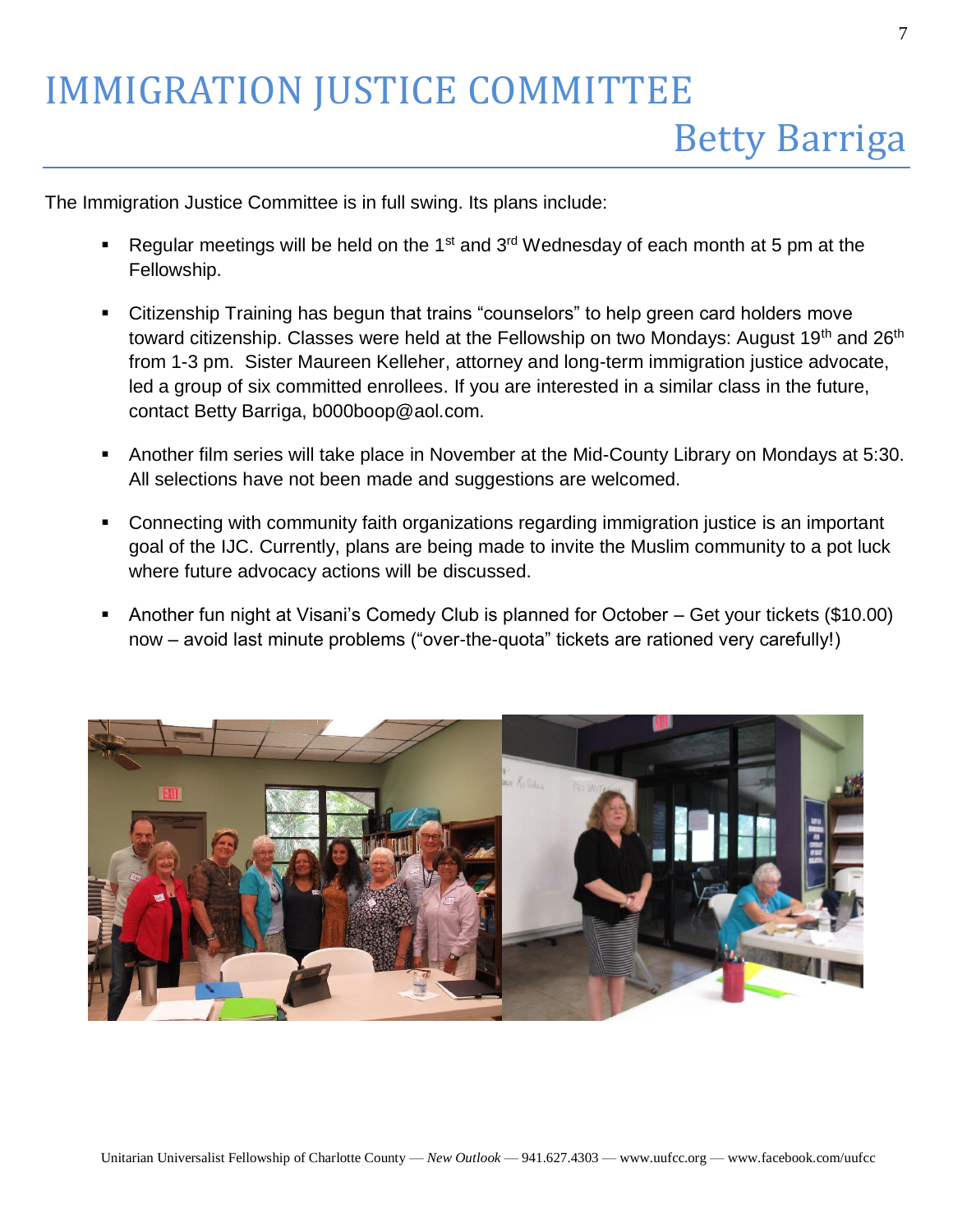# IMMIGRATION JUSTICE COMMITTEE

## Betty Barriga

The Immigration Justice Committee is in full swing. Its plans include:

- Regular meetings will be held on the 1st and 3rd Wednesday of each month at 5 pm at the Fellowship.
- Citizenship Training has begun that trains "counselors" to help green card holders move toward citizenship. Classes were held at the Fellowship on two Mondays: August 19th and 26th from 1-3 pm. Sister Maureen Kelleher, attorney and long-term immigration justice advocate, led a group of six committed enrollees. If you are interested in a similar class in the future, contact Betty Barriga, b000boop@aol.com.
- Another film series will take place in November at the Mid-County Library on Mondays at 5:30. All selections have not been made and suggestions are welcomed.
- Connecting with community faith organizations regarding immigration justice is an important goal of the IJC. Currently, plans are being made to invite the Muslim community to a pot luck where future advocacy actions will be discussed.
- Another fun night at Visani's Comedy Club is planned for October – Get your tickets ($10.00) now – avoid last minute problems ("over-the-quota" tickets are rationed very carefully!)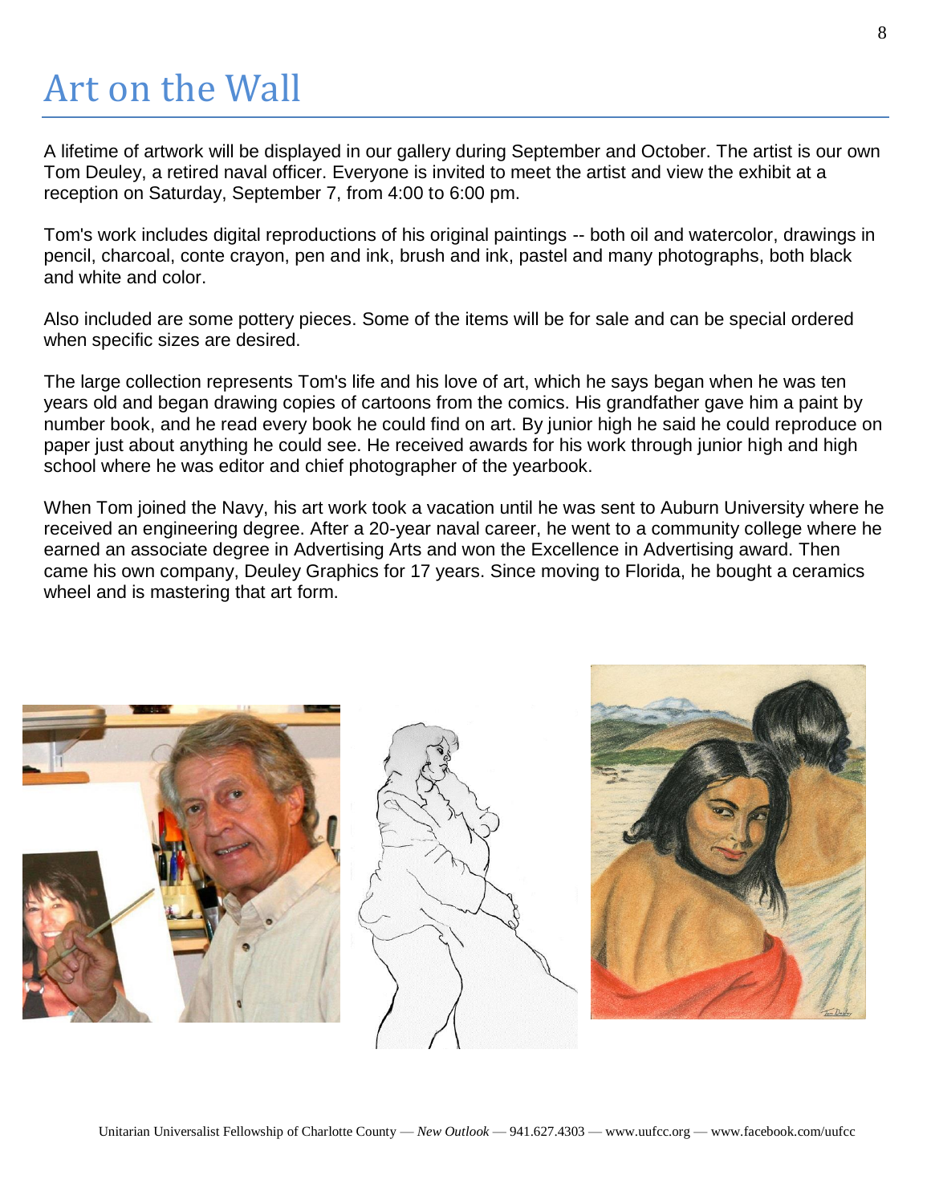# Art on the Wall

A lifetime of artwork will be displayed in our gallery during September and October. The artist is our own Tom Deuley, a retired naval officer. Everyone is invited to meet the artist and view the exhibit at a reception on Saturday, September 7, from 4:00 to 6:00 pm.

Tom's work includes digital reproductions of his original paintings -- both oil and watercolor, drawings in pencil, charcoal, conte crayon, pen and ink, brush and ink, pastel and many photographs, both black and white and color.

Also included are some pottery pieces. Some of the items will be for sale and can be special ordered when specific sizes are desired.

The large collection represents Tom's life and his love of art, which he says began when he was ten years old and began drawing copies of cartoons from the comics. His grandfather gave him a paint by number book, and he read every book he could find on art. By junior high he said he could reproduce on paper just about anything he could see. He received awards for his work through junior high and high school where he was editor and chief photographer of the yearbook.

When Tom joined the Navy, his art work took a vacation until he was sent to Auburn University where he received an engineering degree. After a 20-year naval career, he went to a community college where he earned an associate degree in Advertising Arts and won the Excellence in Advertising award. Then came his own company, Deuley Graphics for 17 years. Since moving to Florida, he bought a ceramics wheel and is mastering that art form.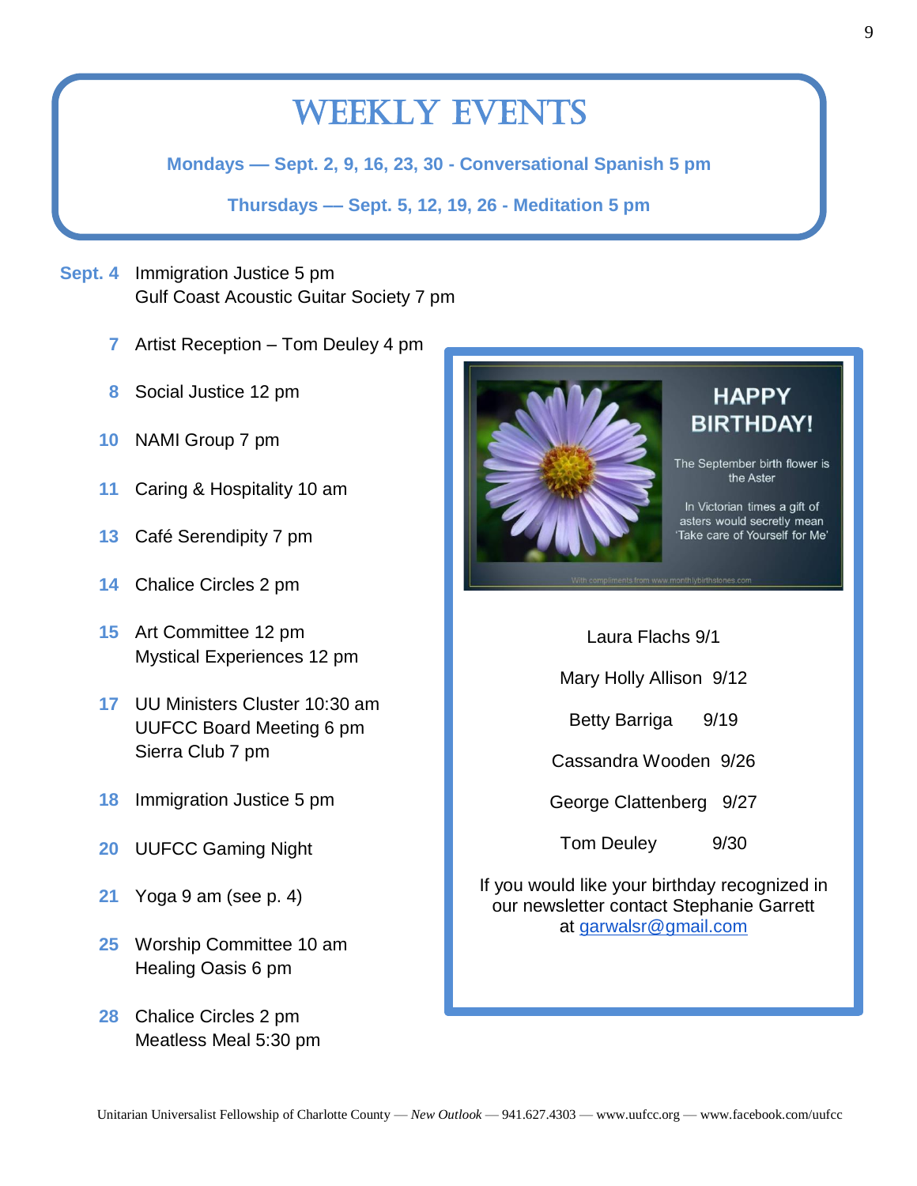# WEEKLY EVENTS

**Mondays — Sept. 2, 9, 16, 23, 30 - Conversational Spanish 5 pm**

**Thursdays — Sept. 5, 12, 19, 26 - Meditation 5 pm**

**Sept. 4** Immigration Justice 5 pm
Gulf Coast Acoustic Guitar Society 7 pm

**7** Artist Reception – Tom Deuley 4 pm

**8** Social Justice 12 pm

**10** NAMI Group 7 pm

**11** Caring & Hospitality 10 am

**13** Café Serendipity 7 pm

**14** Chalice Circles 2 pm

**15** Art Committee 12 pm
Mystical Experiences 12 pm

**17** UU Ministers Cluster 10:30 am
UUFCC Board Meeting 6 pm
Sierra Club 7 pm

**18** Immigration Justice 5 pm

**20** UUFCC Gaming Night

**21** Yoga 9 am (see p. 4)

**25** Worship Committee 10 am
Healing Oasis 6 pm

**28** Chalice Circles 2 pm
Meatless Meal 5:30 pm

**HAPPY BIRTHDAY!**

The September birth flower is the Aster

In Victorian times a gift of asters would secretly mean 'Take care of Yourself for Me'

With compliments from www.monthlybirthstones.com

Laura Flachs 9/1

Mary Holly Allison 9/12

Betty Barriga 9/19

Cassandra Wooden 9/26

George Clattenberg 9/27

Tom Deuley 9/30

If you would like your birthday recognized in our newsletter contact Stephanie Garrett at garwalsr@gmail.com